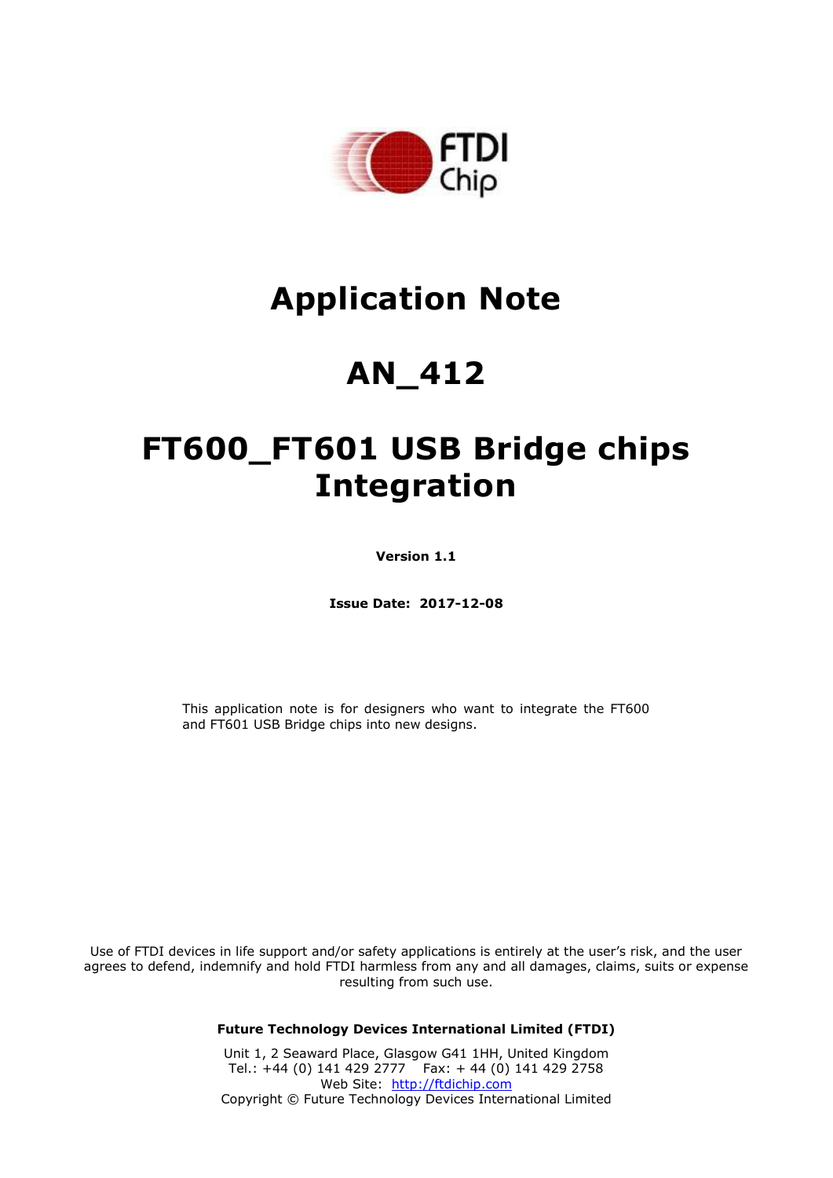# Application Note

# AN_412

# FT600_FT601 USB Bridge chips Integration

**Version 1.1**

**Issue Date: 2017-12-08**

This application note is for designers who want to integrate the FT600 and FT601 USB Bridge chips into new designs.

Use of FTDI devices in life support and/or safety applications is entirely at the user's risk, and the user agrees to defend, indemnify and hold FTDI harmless from any and all damages, claims, suits or expense resulting from such use.

**Future Technology Devices International Limited (FTDI)**

Unit 1, 2 Seaward Place, Glasgow G41 1HH, United Kingdom
Tel.: +44 (0) 141 429 2777 Fax: + 44 (0) 141 429 2758
Web Site: [http://ftdichip.com](http://ftdichip.com)
Copyright © Future Technology Devices International Limited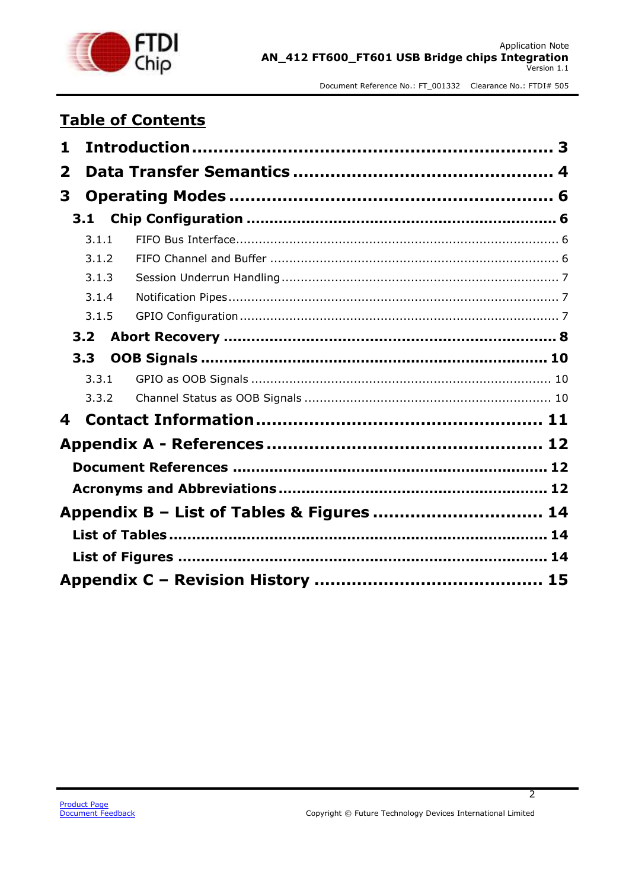# Table of Contents

**1 Introduction .................................................................. 3**

**2 Data Transfer Semantics ............................................... 4**

**3 Operating Modes .......................................................... 6**

**3.1 Chip Configuration ................................................................ 6**

3.1.1 FIFO Bus Interface ................................................................ 6

3.1.2 FIFO Channel and Buffer ........................................................ 6

3.1.3 Session Underrun Handling ..................................................... 7

3.1.4 Notification Pipes ................................................................... 7

3.1.5 GPIO Configuration ................................................................ 7

**3.2 Abort Recovery ...................................................................... 8**

**3.3 OOB Signals ......................................................................... 10**

3.3.1 GPIO as OOB Signals ............................................................ 10

3.3.2 Channel Status as OOB Signals ............................................... 10

**4 Contact Information .................................................... 11**

**Appendix A - References .................................................. 12**

**Document References ................................................................ 12**

**Acronyms and Abbreviations ...................................................... 12**

**Appendix B – List of Tables & Figures ............................... 14**

**List of Tables ............................................................................ 14**

**List of Figures ........................................................................... 14**

**Appendix C – Revision History ......................................... 15**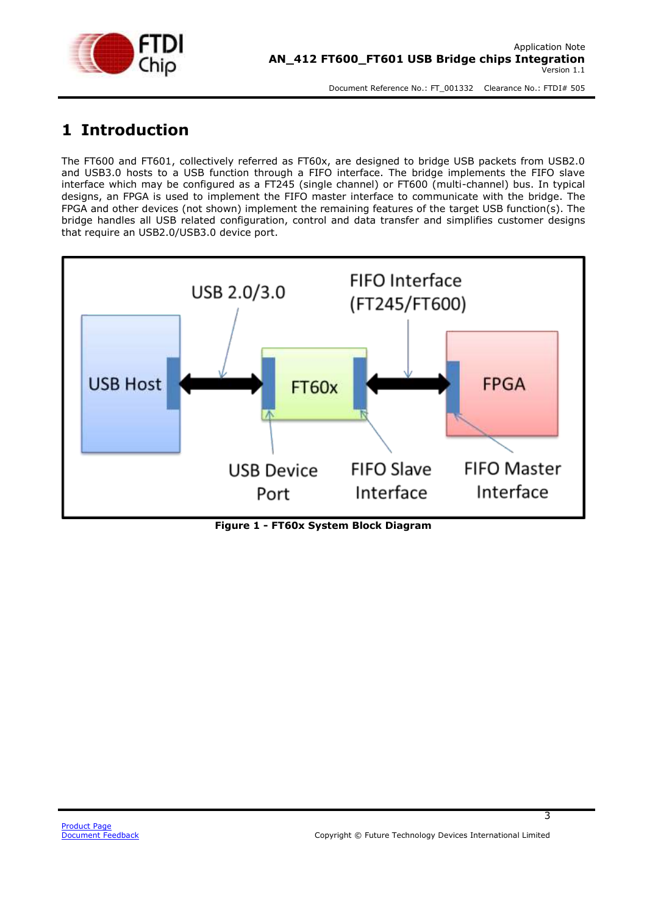# 1 Introduction

The FT600 and FT601, collectively referred as FT60x, are designed to bridge USB packets from USB2.0 and USB3.0 hosts to a USB function through a FIFO interface. The bridge implements the FIFO slave interface which may be configured as a FT245 (single channel) or FT600 (multi-channel) bus. In typical designs, an FPGA is used to implement the FIFO master interface to communicate with the bridge. The FPGA and other devices (not shown) implement the remaining features of the target USB function(s). The bridge handles all USB related configuration, control and data transfer and simplifies customer designs that require an USB2.0/USB3.0 device port.

USB 2.0/3.0

FIFO Interface (FT245/FT600)

USB Host

FT60x

FPGA

USB Device Port

FIFO Slave Interface

FIFO Master Interface

**Figure 1 - FT60x System Block Diagram**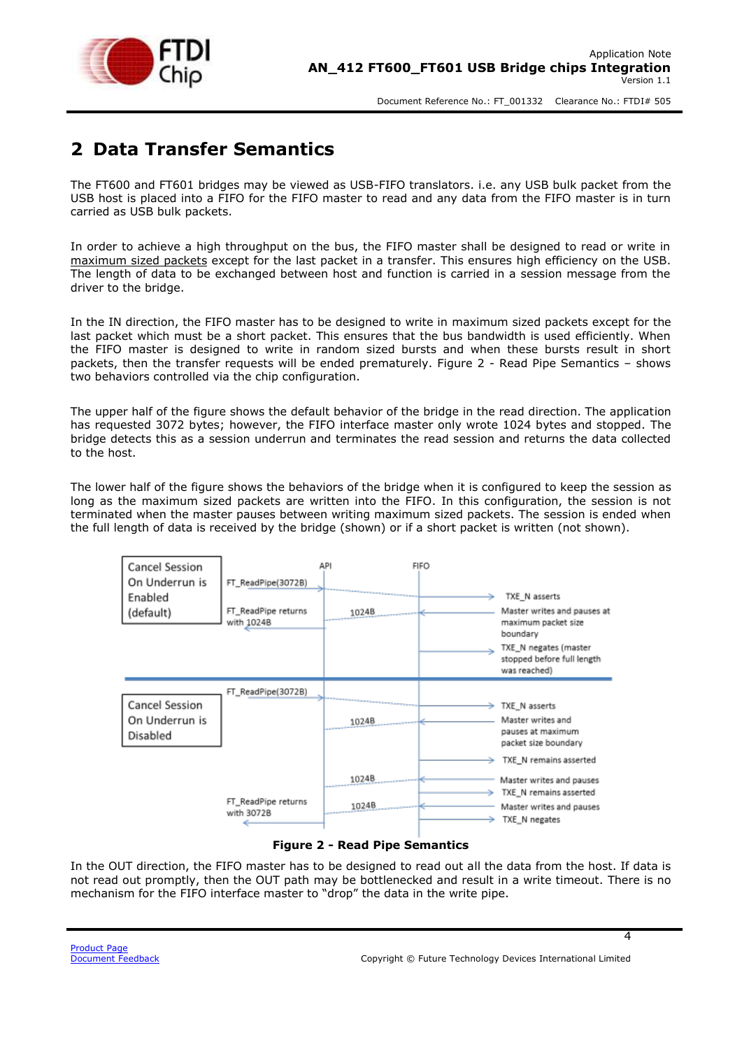# 2 Data Transfer Semantics

The FT600 and FT601 bridges may be viewed as USB-FIFO translators. i.e. any USB bulk packet from the USB host is placed into a FIFO for the FIFO master to read and any data from the FIFO master is in turn carried as USB bulk packets.

In order to achieve a high throughput on the bus, the FIFO master shall be designed to read or write in maximum sized packets except for the last packet in a transfer. This ensures high efficiency on the USB. The length of data to be exchanged between host and function is carried in a session message from the driver to the bridge.

In the IN direction, the FIFO master has to be designed to write in maximum sized packets except for the last packet which must be a short packet. This ensures that the bus bandwidth is used efficiently. When the FIFO master is designed to write in random sized bursts and when these bursts result in short packets, then the transfer requests will be ended prematurely. Figure 2 - Read Pipe Semantics – shows two behaviors controlled via the chip configuration.

The upper half of the figure shows the default behavior of the bridge in the read direction. The application has requested 3072 bytes; however, the FIFO interface master only wrote 1024 bytes and stopped. The bridge detects this as a session underrun and terminates the read session and returns the data collected to the host.

The lower half of the figure shows the behaviors of the bridge when it is configured to keep the session as long as the maximum sized packets are written into the FIFO. In this configuration, the session is not terminated when the master pauses between writing maximum sized packets. The session is ended when the full length of data is received by the bridge (shown) or if a short packet is written (not shown).

**Figure 2 - Read Pipe Semantics**

In the OUT direction, the FIFO master has to be designed to read out all the data from the host. If data is not read out promptly, then the OUT path may be bottlenecked and result in a write timeout. There is no mechanism for the FIFO interface master to "drop" the data in the write pipe.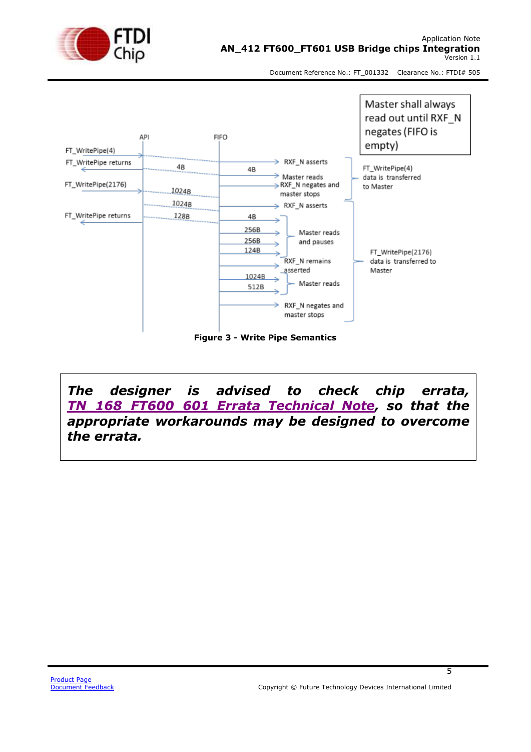**Figure 3 - Write Pipe Semantics**

> ***The designer is advised to check chip errata, [TN_168 FT600_601 Errata Technical Note](), so that the appropriate workarounds may be designed to overcome the errata.***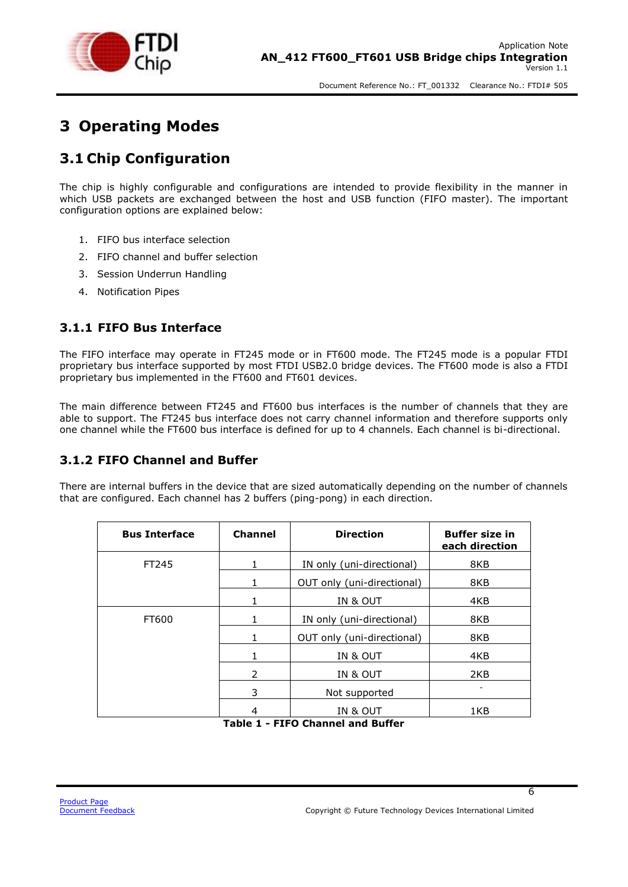# 3 Operating Modes

## 3.1 Chip Configuration

The chip is highly configurable and configurations are intended to provide flexibility in the manner in which USB packets are exchanged between the host and USB function (FIFO master). The important configuration options are explained below:

1. FIFO bus interface selection
2. FIFO channel and buffer selection
3. Session Underrun Handling
4. Notification Pipes

### 3.1.1 FIFO Bus Interface

The FIFO interface may operate in FT245 mode or in FT600 mode. The FT245 mode is a popular FTDI proprietary bus interface supported by most FTDI USB2.0 bridge devices. The FT600 mode is also a FTDI proprietary bus implemented in the FT600 and FT601 devices.

The main difference between FT245 and FT600 bus interfaces is the number of channels that they are able to support. The FT245 bus interface does not carry channel information and therefore supports only one channel while the FT600 bus interface is defined for up to 4 channels. Each channel is bi-directional.

### 3.1.2 FIFO Channel and Buffer

There are internal buffers in the device that are sized automatically depending on the number of channels that are configured. Each channel has 2 buffers (ping-pong) in each direction.

| Bus Interface | Channel | Direction | Buffer size in each direction |
|---|---|---|---|
| FT245 | 1 | IN only (uni-directional) | 8KB |
| | 1 | OUT only (uni-directional) | 8KB |
| | 1 | IN & OUT | 4KB |
| FT600 | 1 | IN only (uni-directional) | 8KB |
| | 1 | OUT only (uni-directional) | 8KB |
| | 1 | IN & OUT | 4KB |
| | 2 | IN & OUT | 2KB |
| | 3 | Not supported | - |
| | 4 | IN & OUT | 1KB |

**Table 1 - FIFO Channel and Buffer**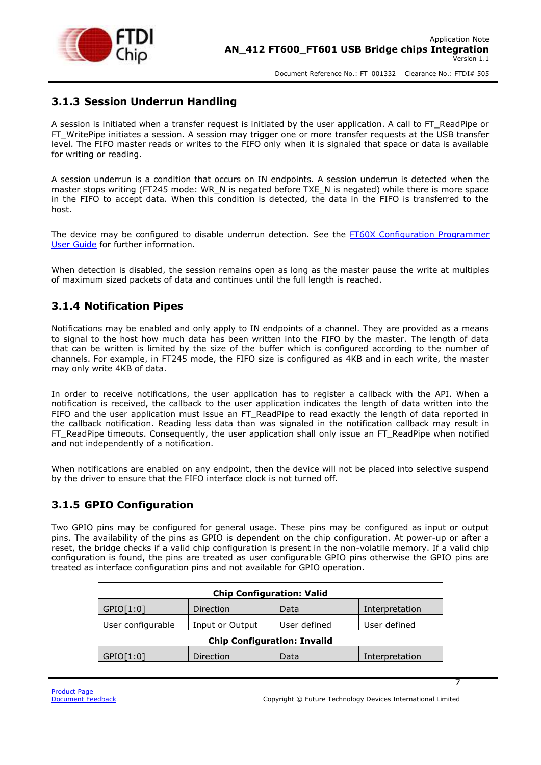### 3.1.3 Session Underrun Handling

A session is initiated when a transfer request is initiated by the user application. A call to FT_ReadPipe or FT_WritePipe initiates a session. A session may trigger one or more transfer requests at the USB transfer level. The FIFO master reads or writes to the FIFO only when it is signaled that space or data is available for writing or reading.

A session underrun is a condition that occurs on IN endpoints. A session underrun is detected when the master stops writing (FT245 mode: WR_N is negated before TXE_N is negated) while there is more space in the FIFO to accept data. When this condition is detected, the data in the FIFO is transferred to the host.

The device may be configured to disable underrun detection. See the [FT60X Configuration Programmer User Guide] for further information.

When detection is disabled, the session remains open as long as the master pause the write at multiples of maximum sized packets of data and continues until the full length is reached.

### 3.1.4 Notification Pipes

Notifications may be enabled and only apply to IN endpoints of a channel. They are provided as a means to signal to the host how much data has been written into the FIFO by the master. The length of data that can be written is limited by the size of the buffer which is configured according to the number of channels. For example, in FT245 mode, the FIFO size is configured as 4KB and in each write, the master may only write 4KB of data.

In order to receive notifications, the user application has to register a callback with the API. When a notification is received, the callback to the user application indicates the length of data written into the FIFO and the user application must issue an FT_ReadPipe to read exactly the length of data reported in the callback notification. Reading less data than was signaled in the notification callback may result in FT_ReadPipe timeouts. Consequently, the user application shall only issue an FT_ReadPipe when notified and not independently of a notification.

When notifications are enabled on any endpoint, then the device will not be placed into selective suspend by the driver to ensure that the FIFO interface clock is not turned off.

### 3.1.5 GPIO Configuration

Two GPIO pins may be configured for general usage. These pins may be configured as input or output pins. The availability of the pins as GPIO is dependent on the chip configuration. At power-up or after a reset, the bridge checks if a valid chip configuration is present in the non-volatile memory. If a valid chip configuration is found, the pins are treated as user configurable GPIO pins otherwise the GPIO pins are treated as interface configuration pins and not available for GPIO operation.

| **Chip Configuration: Valid** | | | |
|---|---|---|---|
| GPIO[1:0] | Direction | Data | Interpretation |
| User configurable | Input or Output | User defined | User defined |
| **Chip Configuration: Invalid** | | | |
| GPIO[1:0] | Direction | Data | Interpretation |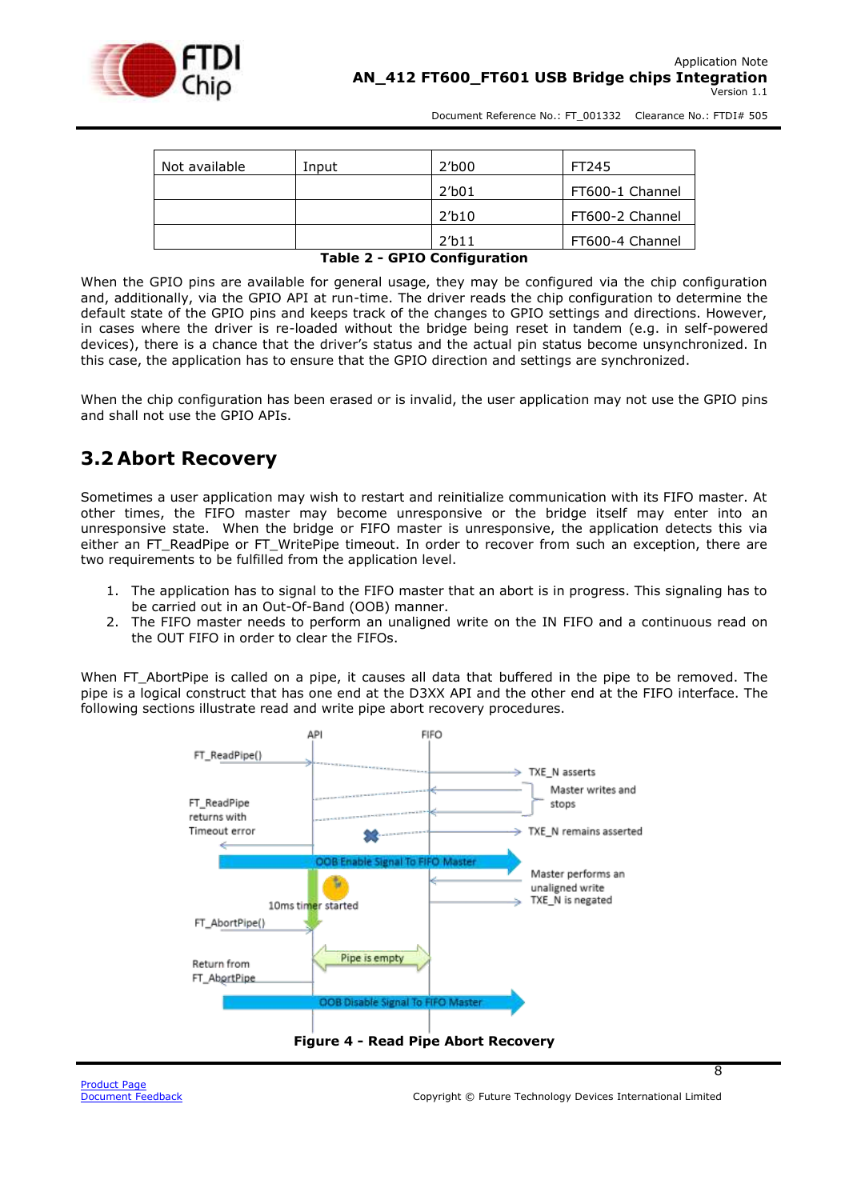| Not available | Input | 2'b00 | FT245 |
|---|---|---|---|
| | | 2'b01 | FT600-1 Channel |
| | | 2'b10 | FT600-2 Channel |
| | | 2'b11 | FT600-4 Channel |

**Table 2 - GPIO Configuration**

When the GPIO pins are available for general usage, they may be configured via the chip configuration and, additionally, via the chip GPIO API at run-time. The driver reads the chip configuration to determine the default state of the GPIO pins and keeps track of the changes to GPIO settings and directions. However, in cases where the driver is re-loaded without the bridge being reset in tandem (e.g. in self-powered devices), there is a chance that the driver's status and the actual pin status become unsynchronized. In this case, the application has to ensure that the GPIO direction and settings are synchronized.

When the chip configuration has been erased or is invalid, the user application may not use the GPIO pins and shall not use the GPIO APIs.

## 3.2 Abort Recovery

Sometimes a user application may wish to restart and reinitialize communication with its FIFO master. At other times, the FIFO master may become unresponsive or the bridge itself may enter into an unresponsive state. When the bridge or FIFO master is unresponsive, the application detects this via either an FT_ReadPipe or FT_WritePipe timeout. In order to recover from such an exception, there are two requirements to be fulfilled from the application level.

1. The application has to signal to the FIFO master that an abort is in progress. This signaling has to be carried out in an Out-Of-Band (OOB) manner.
2. The FIFO master needs to perform an unaligned write on the IN FIFO and a continuous read on the OUT FIFO in order to clear the FIFOs.

When FT_AbortPipe is called on a pipe, it causes all data that buffered in the pipe to be removed. The pipe is a logical construct that has one end at the D3XX API and the other end at the FIFO interface. The following sections illustrate read and write pipe abort recovery procedures.

**Figure 4 - Read Pipe Abort Recovery**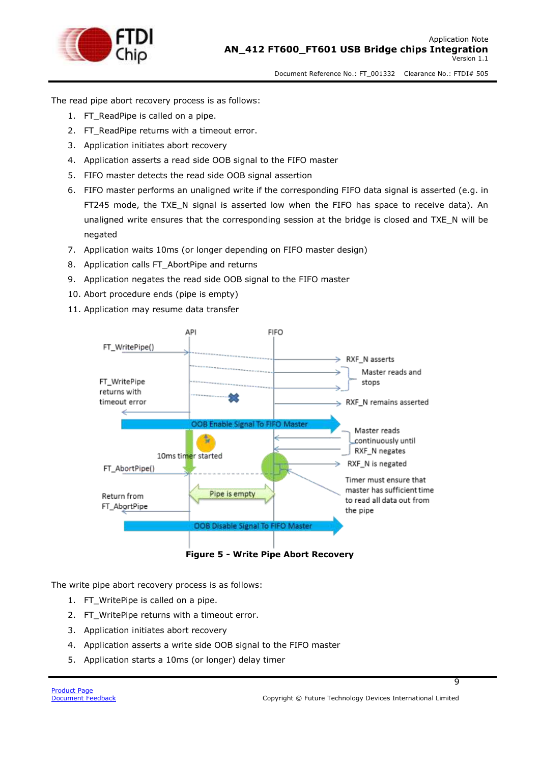The read pipe abort recovery process is as follows:

1. FT_ReadPipe is called on a pipe.
2. FT_ReadPipe returns with a timeout error.
3. Application initiates abort recovery
4. Application asserts a read side OOB signal to the FIFO master
5. FIFO master detects the read side OOB signal assertion
6. FIFO master performs an unaligned write if the corresponding FIFO data signal is asserted (e.g. in FT245 mode, the TXE_N signal is asserted low when the FIFO has space to receive data). An unaligned write ensures that the corresponding session at the bridge is closed and TXE_N will be negated
7. Application waits 10ms (or longer depending on FIFO master design)
8. Application calls FT_AbortPipe and returns
9. Application negates the read side OOB signal to the FIFO master
10. Abort procedure ends (pipe is empty)
11. Application may resume data transfer

**Figure 5 - Write Pipe Abort Recovery**

The write pipe abort recovery process is as follows:

1. FT_WritePipe is called on a pipe.
2. FT_WritePipe returns with a timeout error.
3. Application initiates abort recovery
4. Application asserts a write side OOB signal to the FIFO master
5. Application starts a 10ms (or longer) delay timer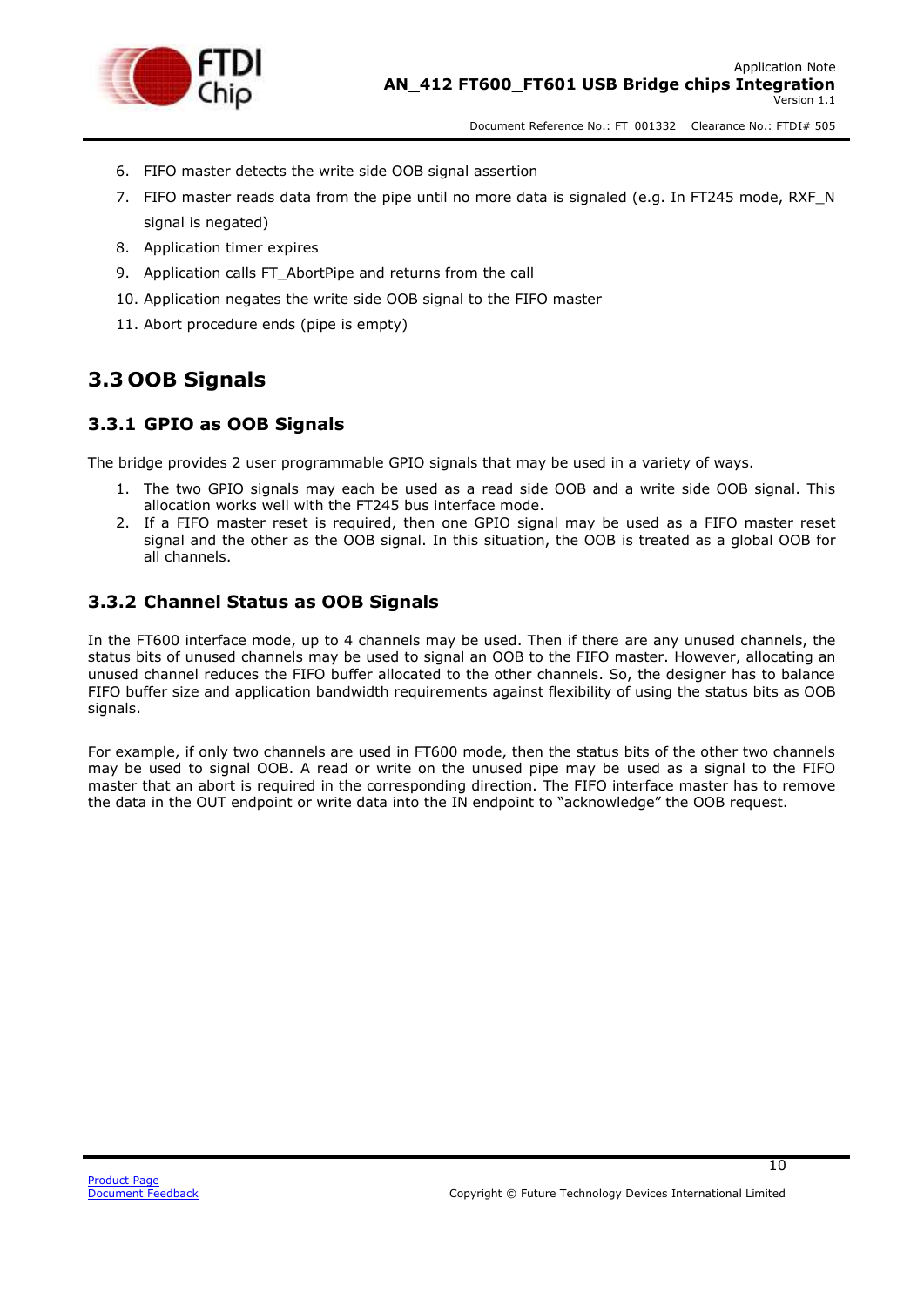6. FIFO master detects the write side OOB signal assertion
7. FIFO master reads data from the pipe until no more data is signaled (e.g. In FT245 mode, RXF_N signal is negated)
8. Application timer expires
9. Application calls FT_AbortPipe and returns from the call
10. Application negates the write side OOB signal to the FIFO master
11. Abort procedure ends (pipe is empty)

## 3.3 OOB Signals

### 3.3.1 GPIO as OOB Signals

The bridge provides 2 user programmable GPIO signals that may be used in a variety of ways.

1. The two GPIO signals may each be used as a read side OOB and a write side OOB signal. This allocation works well with the FT245 bus interface mode.
2. If a FIFO master reset is required, then one GPIO signal may be used as a FIFO master reset signal and the other as the OOB signal. In this situation, the OOB is treated as a global OOB for all channels.

### 3.3.2 Channel Status as OOB Signals

In the FT600 interface mode, up to 4 channels may be used. Then if there are any unused channels, the status bits of unused channels may be used to signal an OOB to the FIFO master. However, allocating an unused channel reduces the FIFO buffer allocated to the other channels. So, the designer has to balance FIFO buffer size and application bandwidth requirements against flexibility of using the status bits as OOB signals.

For example, if only two channels are used in FT600 mode, then the status bits of the other two channels may be used to signal OOB. A read or write on the unused pipe may be used as a signal to the FIFO master that an abort is required in the corresponding direction. The FIFO interface master has to remove the data in the OUT endpoint or write data into the IN endpoint to “acknowledge” the OOB request.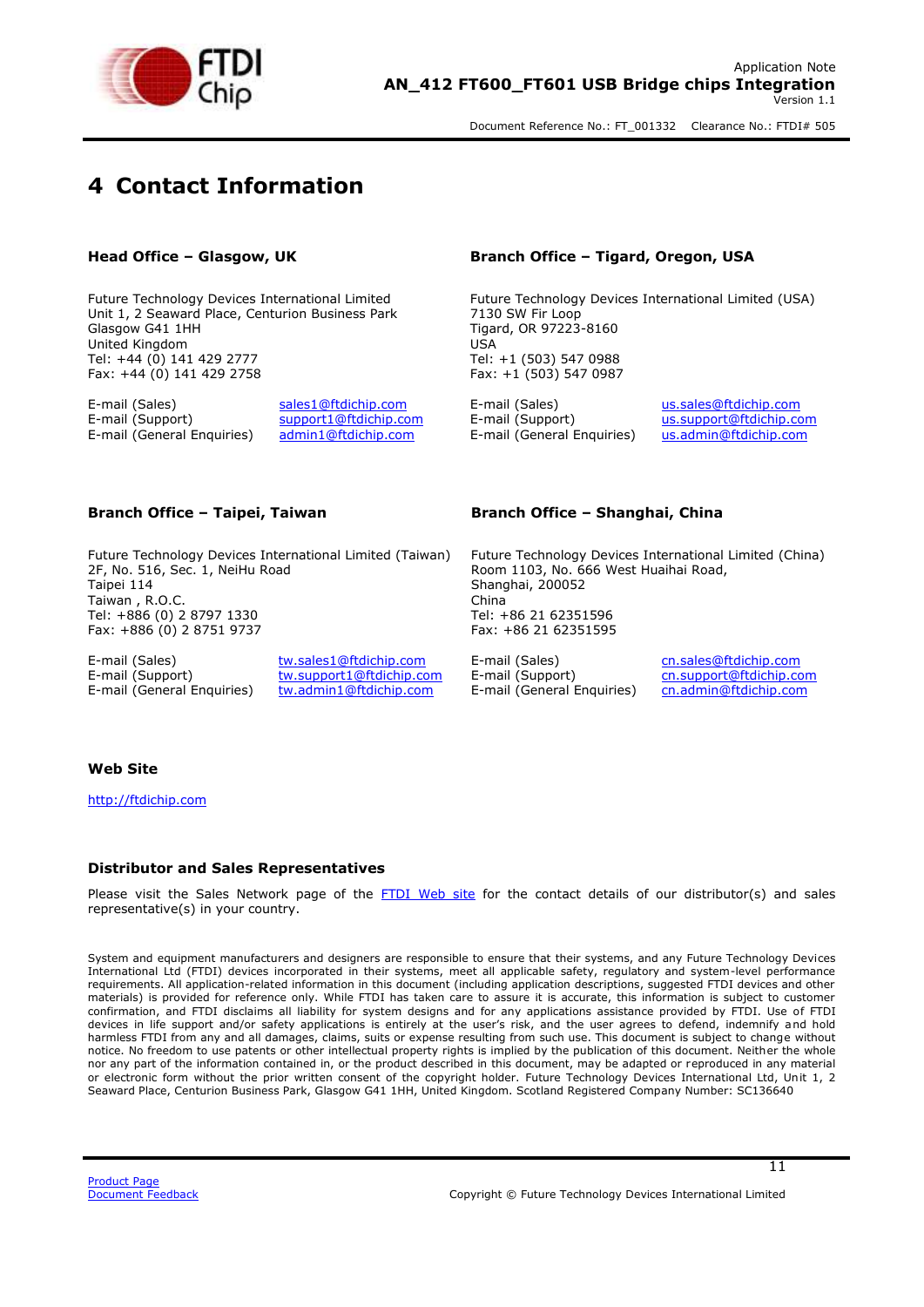# 4 Contact Information

### Head Office – Glasgow, UK

Future Technology Devices International Limited
Unit 1, 2 Seaward Place, Centurion Business Park
Glasgow G41 1HH
United Kingdom
Tel: +44 (0) 141 429 2777
Fax: +44 (0) 141 429 2758

| | |
|---|---|
| E-mail (Sales) | sales1@ftdichip.com |
| E-mail (Support) | support1@ftdichip.com |
| E-mail (General Enquiries) | admin1@ftdichip.com |

### Branch Office – Tigard, Oregon, USA

Future Technology Devices International Limited (USA)
7130 SW Fir Loop
Tigard, OR 97223-8160
USA
Tel: +1 (503) 547 0988
Fax: +1 (503) 547 0987

| | |
|---|---|
| E-mail (Sales) | us.sales@ftdichip.com |
| E-mail (Support) | us.support@ftdichip.com |
| E-mail (General Enquiries) | us.admin@ftdichip.com |

### Branch Office – Taipei, Taiwan

Future Technology Devices International Limited (Taiwan)
2F, No. 516, Sec. 1, NeiHu Road
Taipei 114
Taiwan , R.O.C.
Tel: +886 (0) 2 8797 1330
Fax: +886 (0) 2 8751 9737

| | |
|---|---|
| E-mail (Sales) | tw.sales1@ftdichip.com |
| E-mail (Support) | tw.support1@ftdichip.com |
| E-mail (General Enquiries) | tw.admin1@ftdichip.com |

### Branch Office – Shanghai, China

Future Technology Devices International Limited (China)
Room 1103, No. 666 West Huaihai Road,
Shanghai, 200052
China
Tel: +86 21 62351596
Fax: +86 21 62351595

| | |
|---|---|
| E-mail (Sales) | cn.sales@ftdichip.com |
| E-mail (Support) | cn.support@ftdichip.com |
| E-mail (General Enquiries) | cn.admin@ftdichip.com |

### Web Site

http://ftdichip.com

### Distributor and Sales Representatives

Please visit the Sales Network page of the FTDI Web site for the contact details of our distributor(s) and sales representative(s) in your country.

System and equipment manufacturers and designers are responsible to ensure that their systems, and any Future Technology Devices International Ltd (FTDI) devices incorporated in their systems, meet all applicable safety, regulatory and system-level performance requirements. All application-related information in this document (including application descriptions, suggested FTDI devices and other materials) is provided for reference only. While FTDI has taken care to assure it is accurate, this information is subject to customer confirmation, and FTDI disclaims all liability for system designs and for any applications assistance provided by FTDI. Use of FTDI devices in life support and/or safety applications is entirely at the user's risk, and the user agrees to defend, indemnify and hold harmless FTDI from any and all damages, claims, suits or expense resulting from such use. This document is subject to change without notice. No freedom to use patents or other intellectual property rights is implied by the publication of this document. Neither the whole nor any part of the information contained in, or the product described in this document, may be adapted or reproduced in any material or electronic form without the prior written consent of the copyright holder. Future Technology Devices International Ltd, Unit 1, 2 Seaward Place, Centurion Business Park, Glasgow G41 1HH, United Kingdom. Scotland Registered Company Number: SC136640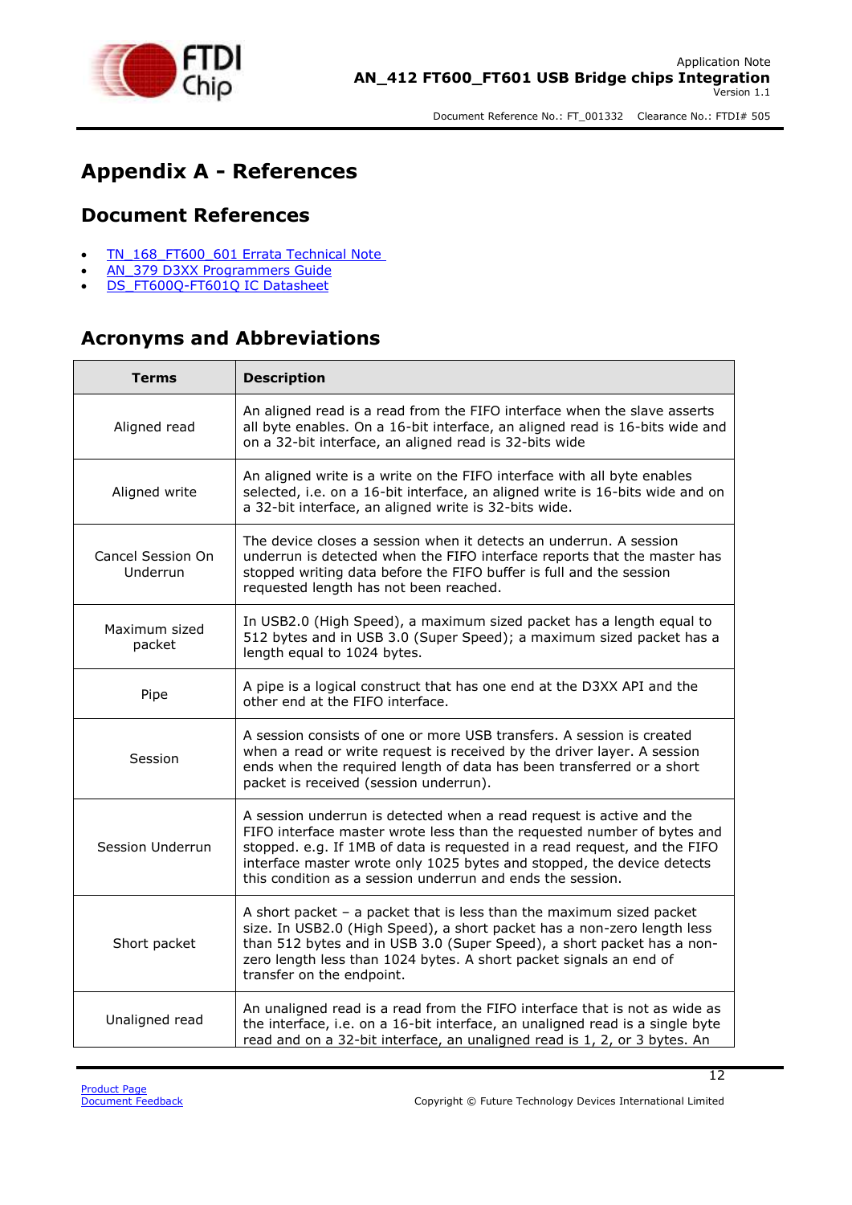# Appendix A - References

## Document References

- TN_168_FT600_601 Errata Technical Note
- AN_379 D3XX Programmers Guide
- DS_FT600Q-FT601Q IC Datasheet

## Acronyms and Abbreviations

| Terms | Description |
|---|---|
| Aligned read | An aligned read is a read from the FIFO interface when the slave asserts all byte enables. On a 16-bit interface, an aligned read is 16-bits wide and on a 32-bit interface, an aligned read is 32-bits wide |
| Aligned write | An aligned write is a write on the FIFO interface with all byte enables selected, i.e. on a 16-bit interface, an aligned write is 16-bits wide and on a 32-bit interface, an aligned write is 32-bits wide. |
| Cancel Session On Underrun | The device closes a session when it detects an underrun. A session underrun is detected when the FIFO interface reports that the master has stopped writing data before the FIFO buffer is full and the session requested length has not been reached. |
| Maximum sized packet | In USB2.0 (High Speed), a maximum sized packet has a length equal to 512 bytes and in USB 3.0 (Super Speed); a maximum sized packet has a length equal to 1024 bytes. |
| Pipe | A pipe is a logical construct that has one end at the D3XX API and the other end at the FIFO interface. |
| Session | A session consists of one or more USB transfers. A session is created when a read or write request is received by the driver layer. A session ends when the required length of data has been transferred or a short packet is received (session underrun). |
| Session Underrun | A session underrun is detected when a read request is active and the FIFO interface master wrote less than the requested number of bytes and stopped. e.g. If 1MB of data is requested in a read request, and the FIFO interface master wrote only 1025 bytes and stopped, the device detects this condition as a session underrun and ends the session. |
| Short packet | A short packet – a packet that is less than the maximum sized packet size. In USB2.0 (High Speed), a short packet has a non-zero length less than 512 bytes and in USB 3.0 (Super Speed), a short packet has a non-zero length less than 1024 bytes. A short packet signals an end of transfer on the endpoint. |
| Unaligned read | An unaligned read is a read from the FIFO interface that is not as wide as the interface, i.e. on a 16-bit interface, an unaligned read is a single byte read and on a 32-bit interface, an unaligned read is 1, 2, or 3 bytes. An |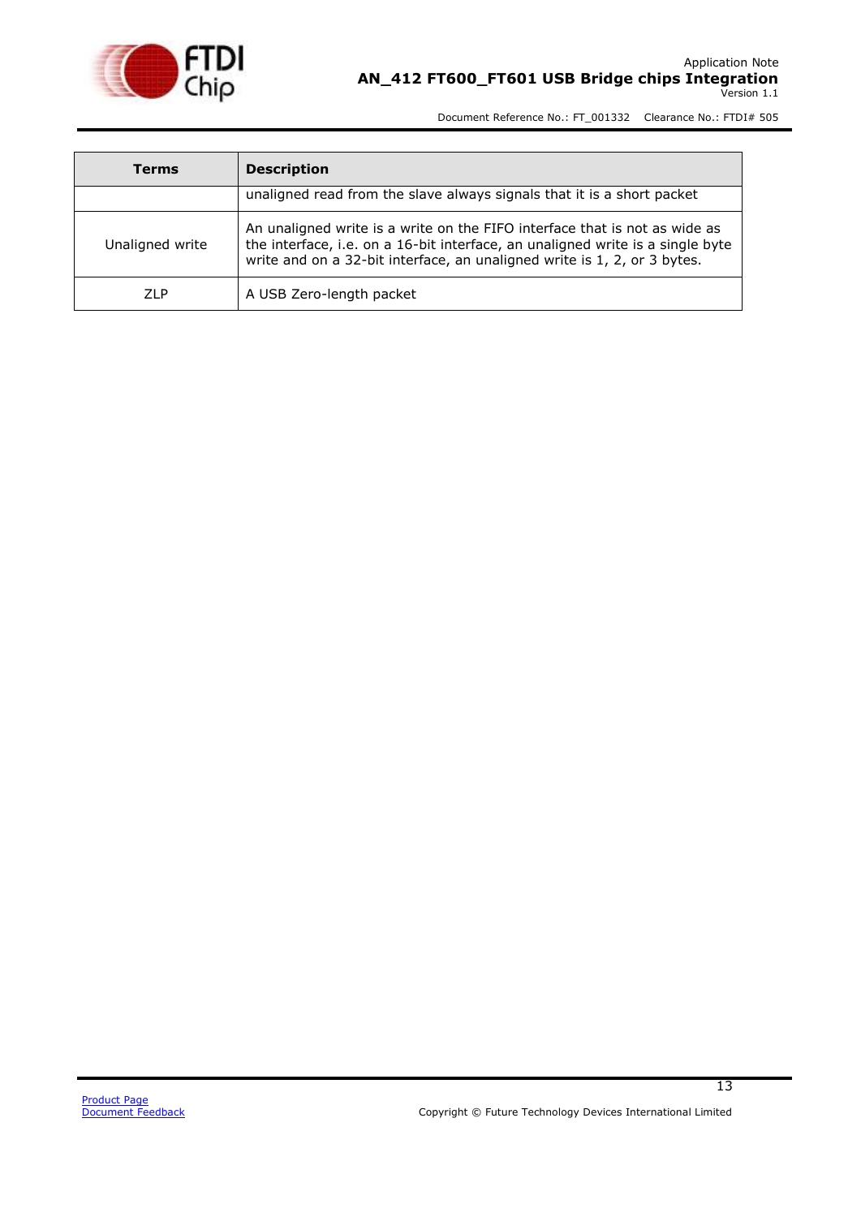| Terms | Description |
|---|---|
| | unaligned read from the slave always signals that it is a short packet |
| Unaligned write | An unaligned write is a write on the FIFO interface that is not as wide as the interface, i.e. on a 16-bit interface, an unaligned write is a single byte write and on a 32-bit interface, an unaligned write is 1, 2, or 3 bytes. |
| ZLP | A USB Zero-length packet |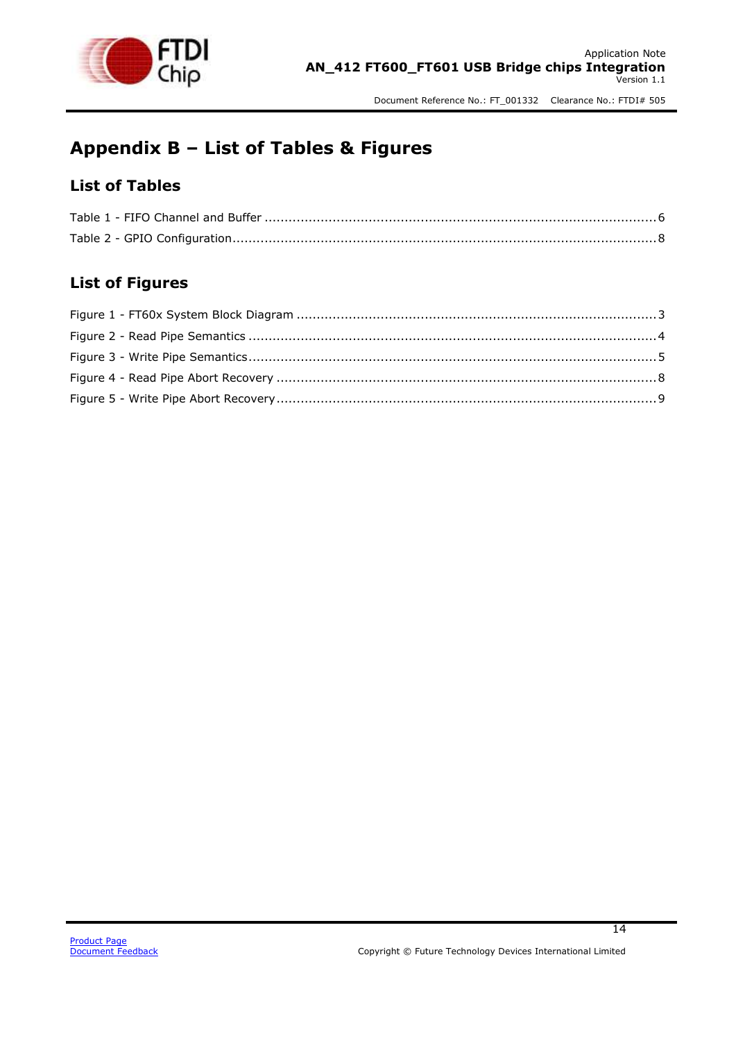# Appendix B – List of Tables & Figures

## List of Tables

Table 1 - FIFO Channel and Buffer ........................................................................................ 6

Table 2 - GPIO Configuration.................................................................................................. 8

## List of Figures

Figure 1 - FT60x System Block Diagram .................................................................................. 3

Figure 2 - Read Pipe Semantics .............................................................................................. 4

Figure 3 - Write Pipe Semantics .............................................................................................. 5

Figure 4 - Read Pipe Abort Recovery ....................................................................................... 8

Figure 5 - Write Pipe Abort Recovery ....................................................................................... 9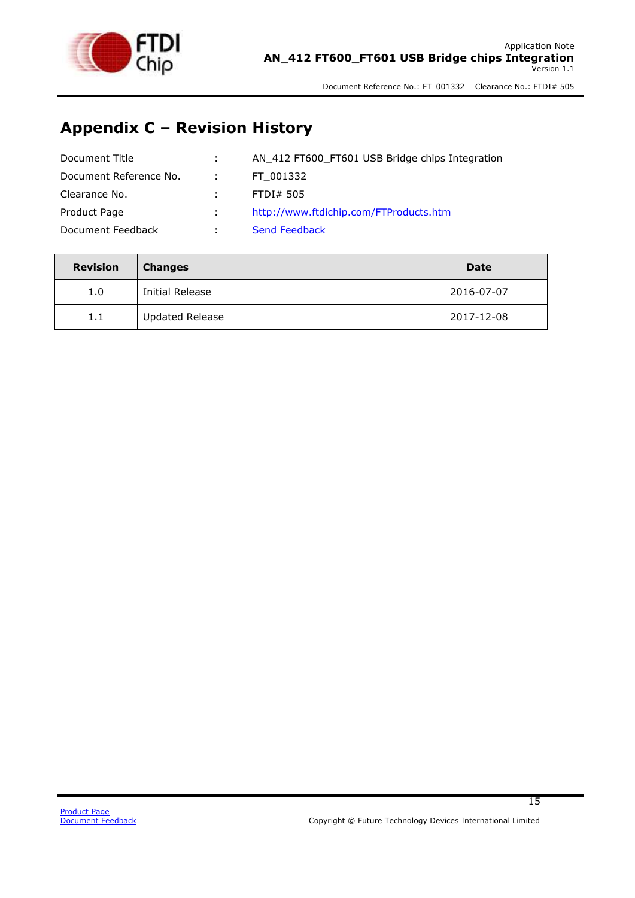# Appendix C – Revision History

Document Title : AN_412 FT600_FT601 USB Bridge chips Integration

Document Reference No. : FT_001332

Clearance No. : FTDI# 505

Product Page : http://www.ftdichip.com/FTProducts.htm

Document Feedback : Send Feedback

| Revision | Changes | Date |
|---|---|---|
| 1.0 | Initial Release | 2016-07-07 |
| 1.1 | Updated Release | 2017-12-08 |